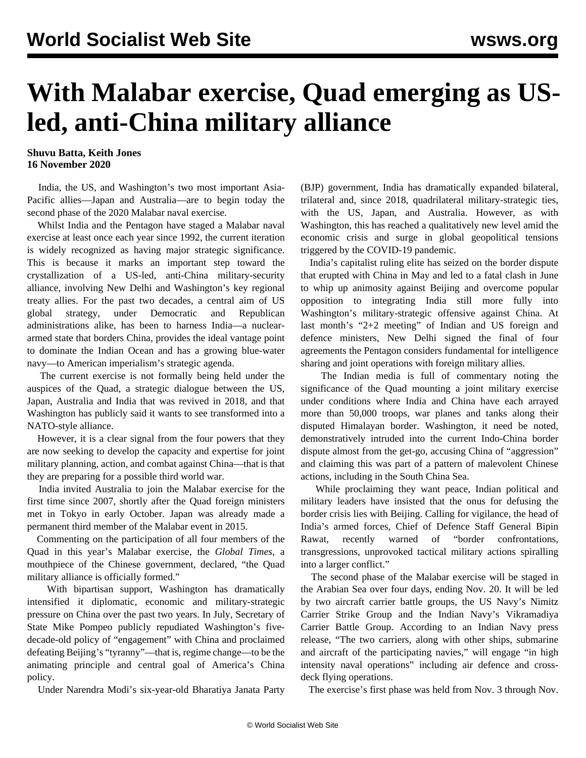# With Malabar exercise, Quad emerging as US-led, anti-China military alliance

**Shuvu Batta, Keith Jones**
**16 November 2020**

India, the US, and Washington's two most important Asia-Pacific allies—Japan and Australia—are to begin today the second phase of the 2020 Malabar naval exercise.

Whilst India and the Pentagon have staged a Malabar naval exercise at least once each year since 1992, the current iteration is widely recognized as having major strategic significance. This is because it marks an important step toward the crystallization of a US-led, anti-China military-security alliance, involving New Delhi and Washington's key regional treaty allies. For the past two decades, a central aim of US global strategy, under Democratic and Republican administrations alike, has been to harness India—a nuclear-armed state that borders China, provides the ideal vantage point to dominate the Indian Ocean and has a growing blue-water navy—to American imperialism's strategic agenda.

The current exercise is not formally being held under the auspices of the Quad, a strategic dialogue between the US, Japan, Australia and India that was revived in 2018, and that Washington has publicly said it wants to see transformed into a NATO-style alliance.

However, it is a clear signal from the four powers that they are now seeking to develop the capacity and expertise for joint military planning, action, and combat against China—that is that they are preparing for a possible third world war.

India invited Australia to join the Malabar exercise for the first time since 2007, shortly after the Quad foreign ministers met in Tokyo in early October. Japan was already made a permanent third member of the Malabar event in 2015.

Commenting on the participation of all four members of the Quad in this year's Malabar exercise, the *Global Times*, a mouthpiece of the Chinese government, declared, "the Quad military alliance is officially formed."

With bipartisan support, Washington has dramatically intensified it diplomatic, economic and military-strategic pressure on China over the past two years. In July, Secretary of State Mike Pompeo publicly repudiated Washington's five-decade-old policy of "engagement" with China and proclaimed defeating Beijing's "tyranny"—that is, regime change—to be the animating principle and central goal of America's China policy.

Under Narendra Modi's six-year-old Bharatiya Janata Party (BJP) government, India has dramatically expanded bilateral, trilateral and, since 2018, quadrilateral military-strategic ties, with the US, Japan, and Australia. However, as with Washington, this has reached a qualitatively new level amid the economic crisis and surge in global geopolitical tensions triggered by the COVID-19 pandemic.

India's capitalist ruling elite has seized on the border dispute that erupted with China in May and led to a fatal clash in June to whip up animosity against Beijing and overcome popular opposition to integrating India still more fully into Washington's military-strategic offensive against China. At last month's "2+2 meeting" of Indian and US foreign and defence ministers, New Delhi signed the final of four agreements the Pentagon considers fundamental for intelligence sharing and joint operations with foreign military allies.

The Indian media is full of commentary noting the significance of the Quad mounting a joint military exercise under conditions where India and China have each arrayed more than 50,000 troops, war planes and tanks along their disputed Himalayan border. Washington, it need be noted, demonstratively intruded into the current Indo-China border dispute almost from the get-go, accusing China of "aggression" and claiming this was part of a pattern of malevolent Chinese actions, including in the South China Sea.

While proclaiming they want peace, Indian political and military leaders have insisted that the onus for defusing the border crisis lies with Beijing. Calling for vigilance, the head of India's armed forces, Chief of Defence Staff General Bipin Rawat, recently warned of "border confrontations, transgressions, unprovoked tactical military actions spiralling into a larger conflict."

The second phase of the Malabar exercise will be staged in the Arabian Sea over four days, ending Nov. 20. It will be led by two aircraft carrier battle groups, the US Navy's Nimitz Carrier Strike Group and the Indian Navy's Vikramadiya Carrier Battle Group. According to an Indian Navy press release, "The two carriers, along with other ships, submarine and aircraft of the participating navies," will engage "in high intensity naval operations" including air defence and cross-deck flying operations.

The exercise's first phase was held from Nov. 3 through Nov.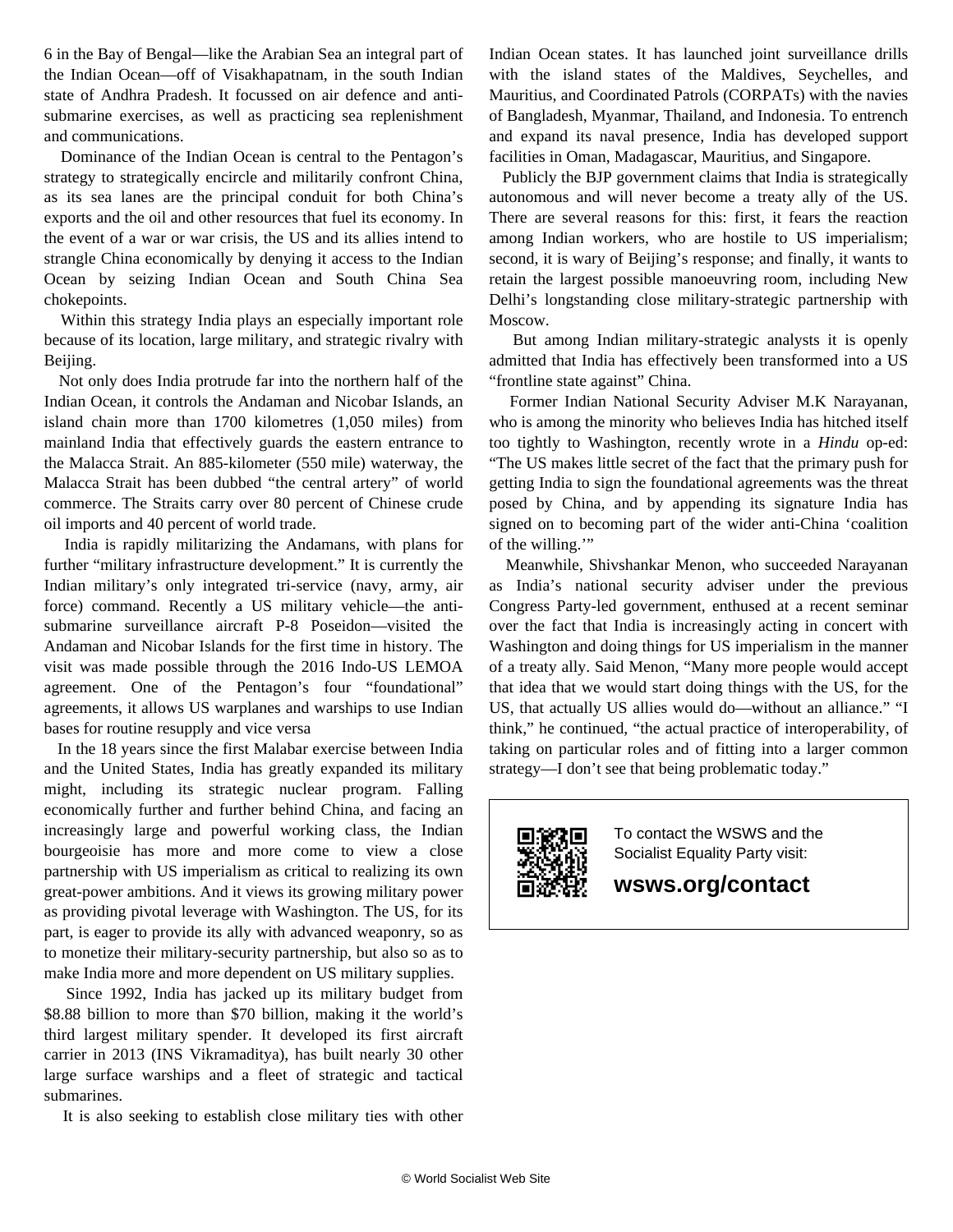6 in the Bay of Bengal—like the Arabian Sea an integral part of the Indian Ocean—off of Visakhapatnam, in the south Indian state of Andhra Pradesh. It focussed on air defence and anti-submarine exercises, as well as practicing sea replenishment and communications.

Dominance of the Indian Ocean is central to the Pentagon's strategy to strategically encircle and militarily confront China, as its sea lanes are the principal conduit for both China's exports and the oil and other resources that fuel its economy. In the event of a war or war crisis, the US and its allies intend to strangle China economically by denying it access to the Indian Ocean by seizing Indian Ocean and South China Sea chokepoints.

Within this strategy India plays an especially important role because of its location, large military, and strategic rivalry with Beijing.

Not only does India protrude far into the northern half of the Indian Ocean, it controls the Andaman and Nicobar Islands, an island chain more than 1700 kilometres (1,050 miles) from mainland India that effectively guards the eastern entrance to the Malacca Strait. An 885-kilometer (550 mile) waterway, the Malacca Strait has been dubbed "the central artery" of world commerce. The Straits carry over 80 percent of Chinese crude oil imports and 40 percent of world trade.

India is rapidly militarizing the Andamans, with plans for further "military infrastructure development." It is currently the Indian military's only integrated tri-service (navy, army, air force) command. Recently a US military vehicle—the anti-submarine surveillance aircraft P-8 Poseidon—visited the Andaman and Nicobar Islands for the first time in history. The visit was made possible through the 2016 Indo-US LEMOA agreement. One of the Pentagon's four "foundational" agreements, it allows US warplanes and warships to use Indian bases for routine resupply and vice versa

In the 18 years since the first Malabar exercise between India and the United States, India has greatly expanded its military might, including its strategic nuclear program. Falling economically further and further behind China, and facing an increasingly large and powerful working class, the Indian bourgeoisie has more and more come to view a close partnership with US imperialism as critical to realizing its own great-power ambitions. And it views its growing military power as providing pivotal leverage with Washington. The US, for its part, is eager to provide its ally with advanced weaponry, so as to monetize their military-security partnership, but also so as to make India more and more dependent on US military supplies.

Since 1992, India has jacked up its military budget from \$8.88 billion to more than \$70 billion, making it the world's third largest military spender. It developed its first aircraft carrier in 2013 (INS Vikramaditya), has built nearly 30 other large surface warships and a fleet of strategic and tactical submarines.

It is also seeking to establish close military ties with other Indian Ocean states. It has launched joint surveillance drills with the island states of the Maldives, Seychelles, and Mauritius, and Coordinated Patrols (CORPATs) with the navies of Bangladesh, Myanmar, Thailand, and Indonesia. To entrench and expand its naval presence, India has developed support facilities in Oman, Madagascar, Mauritius, and Singapore.

Publicly the BJP government claims that India is strategically autonomous and will never become a treaty ally of the US. There are several reasons for this: first, it fears the reaction among Indian workers, who are hostile to US imperialism; second, it is wary of Beijing's response; and finally, it wants to retain the largest possible manoeuvring room, including New Delhi's longstanding close military-strategic partnership with Moscow.

But among Indian military-strategic analysts it is openly admitted that India has effectively been transformed into a US "frontline state against" China.

Former Indian National Security Adviser M.K Narayanan, who is among the minority who believes India has hitched itself too tightly to Washington, recently wrote in a *Hindu* op-ed: "The US makes little secret of the fact that the primary push for getting India to sign the foundational agreements was the threat posed by China, and by appending its signature India has signed on to becoming part of the wider anti-China 'coalition of the willing.'"

Meanwhile, Shivshankar Menon, who succeeded Narayanan as India's national security adviser under the previous Congress Party-led government, enthused at a recent seminar over the fact that India is increasingly acting in concert with Washington and doing things for US imperialism in the manner of a treaty ally. Said Menon, "Many more people would accept that idea that we would start doing things with the US, for the US, that actually US allies would do—without an alliance." "I think," he continued, "the actual practice of interoperability, of taking on particular roles and of fitting into a larger common strategy—I don't see that being problematic today."

To contact the WSWS and the Socialist Equality Party visit:

**wsws.org/contact**